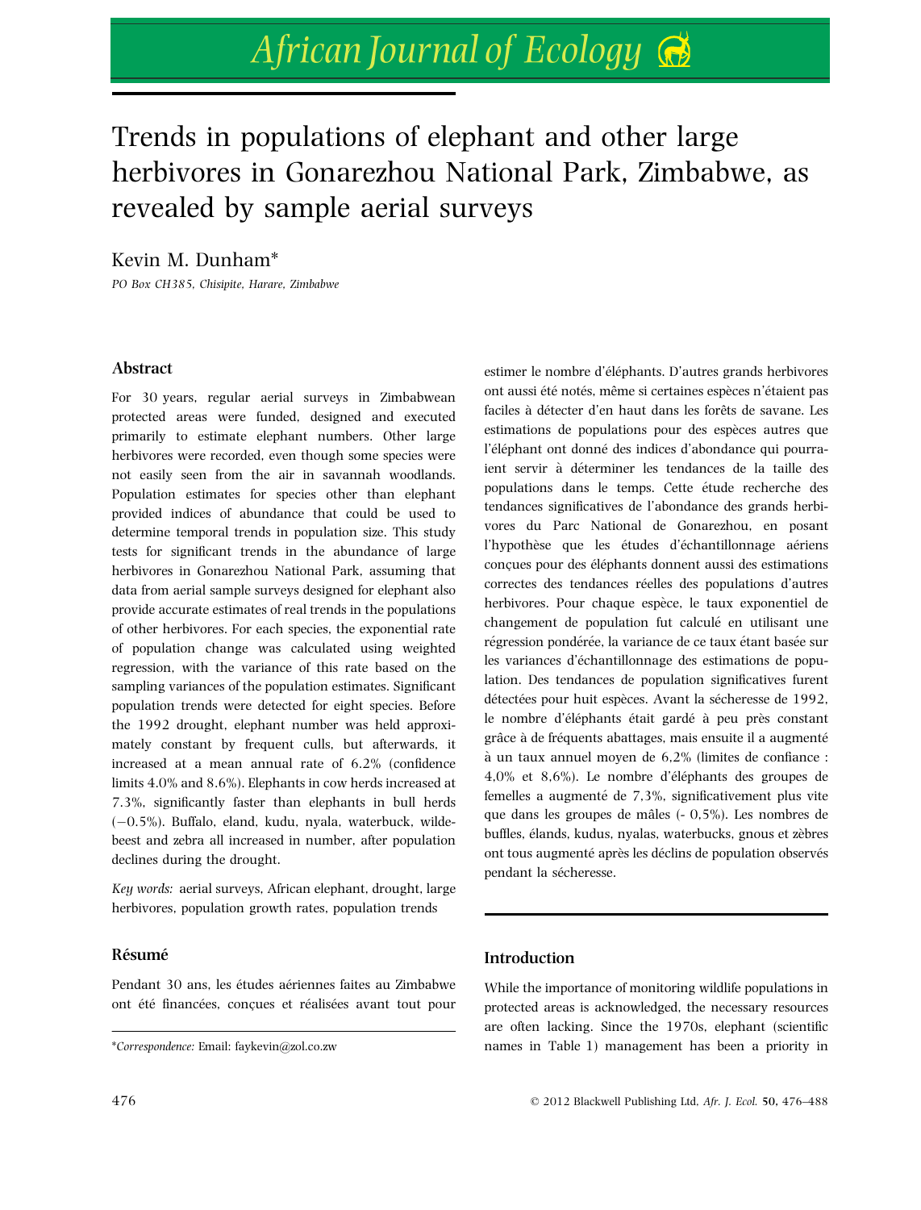# Trends in populations of elephant and other large herbivores in Gonarezhou National Park, Zimbabwe, as revealed by sample aerial surveys

Kevin M. Dunham*

*PO Box CH385, Chisipite, Harare, Zimbabwe*

## Abstract

For 30 years, regular aerial surveys in Zimbabwean protected areas were funded, designed and executed primarily to estimate elephant numbers. Other large herbivores were recorded, even though some species were not easily seen from the air in savannah woodlands. Population estimates for species other than elephant provided indices of abundance that could be used to determine temporal trends in population size. This study tests for significant trends in the abundance of large herbivores in Gonarezhou National Park, assuming that data from aerial sample surveys designed for elephant also provide accurate estimates of real trends in the populations of other herbivores. For each species, the exponential rate of population change was calculated using weighted regression, with the variance of this rate based on the sampling variances of the population estimates. Significant population trends were detected for eight species. Before the 1992 drought, elephant number was held approximately constant by frequent culls, but afterwards, it increased at a mean annual rate of 6.2% (confidence limits 4.0% and 8.6%). Elephants in cow herds increased at 7.3%, significantly faster than elephants in bull herds (−0.5%). Buffalo, eland, kudu, nyala, waterbuck, wildebeest and zebra all increased in number, after population declines during the drought.

*Key words:* aerial surveys, African elephant, drought, large herbivores, population growth rates, population trends

## Résumé

Pendant 30 ans, les études aériennes faites au Zimbabwe ont été financées, conçues et réalisées avant tout pour estimer le nombre d'éléphants. D'autres grands herbivores ont aussi été notés, même si certaines espèces n'étaient pas faciles à détecter d'en haut dans les forêts de savane. Les estimations de populations pour des espèces autres que l'éléphant ont donné des indices d'abondance qui pourraient servir à déterminer les tendances de la taille des populations dans le temps. Cette étude recherche des tendances significatives de l'abondance des grands herbivores du Parc National de Gonarezhou, en posant l'hypothèse que les études d'échantillonnage aériens conçues pour des éléphants donnent aussi des estimations correctes des tendances réelles des populations d'autres herbivores. Pour chaque espèce, le taux exponentiel de changement de population fut calculé en utilisant une régression pondérée, la variance de ce taux étant basée sur les variances d'échantillonnage des estimations de population. Des tendances de population significatives furent détectées pour huit espèces. Avant la sécheresse de 1992, le nombre d'éléphants était gardé à peu près constant grâce à de fréquents abattages, mais ensuite il a augmenté à un taux annuel moyen de 6,2% (limites de confiance : 4,0% et 8,6%). Le nombre d'éléphants des groupes de femelles a augmenté de 7,3%, significativement plus vite que dans les groupes de mâles (- 0,5%). Les nombres de buffles, élands, kudus, nyalas, waterbucks, gnous et zèbres ont tous augmenté après les déclins de population observés pendant la sécheresse.

## Introduction

While the importance of monitoring wildlife populations in protected areas is acknowledged, the necessary resources are often lacking. Since the 1970s, elephant (scientific names in Table 1) management has been a priority in

*Correspondence: Email: faykevin@zol.co.zw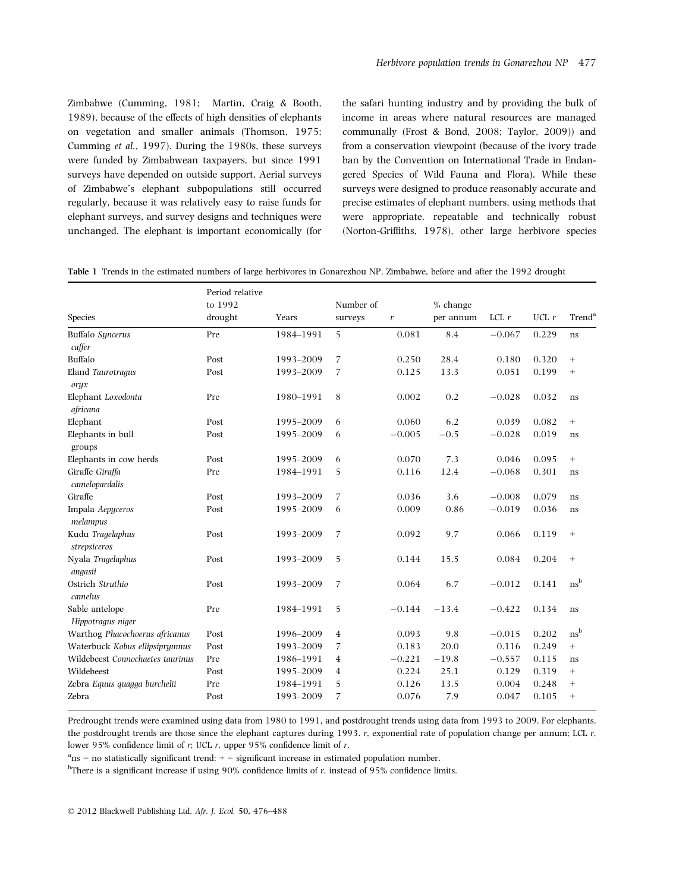Zimbabwe (Cumming, 1981; Martin, Craig & Booth, 1989), because of the effects of high densities of elephants on vegetation and smaller animals (Thomson, 1975; Cumming *et al.*, 1997). During the 1980s, these surveys were funded by Zimbabwean taxpayers, but since 1991 surveys have depended on outside support. Aerial surveys of Zimbabwe's elephant subpopulations still occurred regularly, because it was relatively easy to raise funds for elephant surveys, and survey designs and techniques were unchanged. The elephant is important economically (for the safari hunting industry and by providing the bulk of income in areas where natural resources are managed communally (Frost & Bond, 2008; Taylor, 2009)) and from a conservation viewpoint (because of the ivory trade ban by the Convention on International Trade in Endangered Species of Wild Fauna and Flora). While these surveys were designed to produce reasonably accurate and precise estimates of elephant numbers, using methods that were appropriate, repeatable and technically robust (Norton-Griffiths, 1978), other large herbivore species

**Table 1** Trends in the estimated numbers of large herbivores in Gonarezhou NP, Zimbabwe, before and after the 1992 drought

| Species | Period relative to 1992 drought | Years | Number of surveys | $r$ | % change per annum | LCL $r$ | UCL $r$ | Trend[a] |
|---|---|---|---|---|---|---|---|---|
| Buffalo *Syncerus caffer* | Pre | 1984–1991 | 5 | 0.081 | 8.4 | −0.067 | 0.229 | ns |
| Buffalo | Post | 1993–2009 | 7 | 0.250 | 28.4 | 0.180 | 0.320 | + |
| Eland *Taurotragus oryx* | Post | 1993–2009 | 7 | 0.125 | 13.3 | 0.051 | 0.199 | + |
| Elephant *Loxodonta africana* | Pre | 1980–1991 | 8 | 0.002 | 0.2 | −0.028 | 0.032 | ns |
| Elephant | Post | 1995–2009 | 6 | 0.060 | 6.2 | 0.039 | 0.082 | + |
| Elephants in bull groups | Post | 1995–2009 | 6 | −0.005 | −0.5 | −0.028 | 0.019 | ns |
| Elephants in cow herds | Post | 1995–2009 | 6 | 0.070 | 7.3 | 0.046 | 0.095 | + |
| Giraffe *Giraffa camelopardalis* | Pre | 1984–1991 | 5 | 0.116 | 12.4 | −0.068 | 0.301 | ns |
| Giraffe | Post | 1993–2009 | 7 | 0.036 | 3.6 | −0.008 | 0.079 | ns |
| Impala *Aepyceros melampus* | Post | 1995–2009 | 6 | 0.009 | 0.86 | −0.019 | 0.036 | ns |
| Kudu *Tragelaphus strepsiceros* | Post | 1993–2009 | 7 | 0.092 | 9.7 | 0.066 | 0.119 | + |
| Nyala *Tragelaphus angasii* | Post | 1993–2009 | 5 | 0.144 | 15.5 | 0.084 | 0.204 | + |
| Ostrich *Struthio camelus* | Post | 1993–2009 | 7 | 0.064 | 6.7 | −0.012 | 0.141 | ns[b] |
| Sable antelope *Hippotragus niger* | Pre | 1984–1991 | 5 | −0.144 | −13.4 | −0.422 | 0.134 | ns |
| Warthog *Phacochoerus africanus* | Post | 1996–2009 | 4 | 0.093 | 9.8 | −0.015 | 0.202 | ns[b] |
| Waterbuck *Kobus ellipsiprymnus* | Post | 1993–2009 | 7 | 0.183 | 20.0 | 0.116 | 0.249 | + |
| Wildebeest *Connochaetes taurinus* | Pre | 1986–1991 | 4 | −0.221 | −19.8 | −0.557 | 0.115 | ns |
| Wildebeest | Post | 1995–2009 | 4 | 0.224 | 25.1 | 0.129 | 0.319 | + |
| Zebra *Equus quagga burchelii* | Pre | 1984–1991 | 5 | 0.126 | 13.5 | 0.004 | 0.248 | + |
| Zebra | Post | 1993–2009 | 7 | 0.076 | 7.9 | 0.047 | 0.105 | + |

Predrought trends were examined using data from 1980 to 1991, and postdrought trends using data from 1993 to 2009. For elephants, the postdrought trends are those since the elephant captures during 1993. $r$, exponential rate of population change per annum; LCL $r$, lower 95% confidence limit of $r$; UCL $r$, upper 95% confidence limit of $r$.

[a]ns = no statistically significant trend; + = significant increase in estimated population number.

[b]There is a significant increase if using 90% confidence limits of $r$, instead of 95% confidence limits.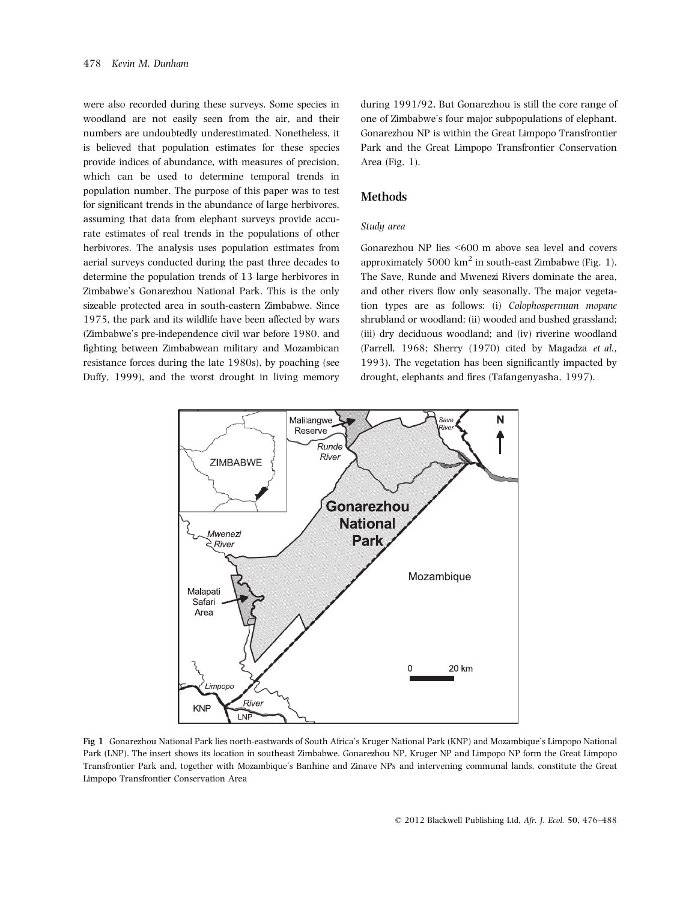were also recorded during these surveys. Some species in woodland are not easily seen from the air, and their numbers are undoubtedly underestimated. Nonetheless, it is believed that population estimates for these species provide indices of abundance, with measures of precision, which can be used to determine temporal trends in population number. The purpose of this paper was to test for significant trends in the abundance of large herbivores, assuming that data from elephant surveys provide accurate estimates of real trends in the populations of other herbivores. The analysis uses population estimates from aerial surveys conducted during the past three decades to determine the population trends of 13 large herbivores in Zimbabwe's Gonarezhou National Park. This is the only sizeable protected area in south-eastern Zimbabwe. Since 1975, the park and its wildlife have been affected by wars (Zimbabwe's pre-independence civil war before 1980, and fighting between Zimbabwean military and Mozambican resistance forces during the late 1980s), by poaching (see Duffy, 1999), and the worst drought in living memory during 1991/92. But Gonarezhou is still the core range of one of Zimbabwe's four major subpopulations of elephant. Gonarezhou NP is within the Great Limpopo Transfrontier Park and the Great Limpopo Transfrontier Conservation Area (Fig. 1).

## Methods

### *Study area*

Gonarezhou NP lies <600 m above sea level and covers approximately 5000 km$^2$ in south-east Zimbabwe (Fig. 1). The Save, Runde and Mwenezi Rivers dominate the area, and other rivers flow only seasonally. The major vegetation types are as follows: (i) *Colophospermum mopane* shrubland or woodland; (ii) wooded and bushed grassland; (iii) dry deciduous woodland; and (iv) riverine woodland (Farrell, 1968; Sherry (1970) cited by Magadza *et al.*, 1993). The vegetation has been significantly impacted by drought, elephants and fires (Tafangenyasha, 1997).

**Fig 1** Gonarezhou National Park lies north-eastwards of South Africa's Kruger National Park (KNP) and Mozambique's Limpopo National Park (LNP). The insert shows its location in southeast Zimbabwe. Gonarezhou NP, Kruger NP and Limpopo NP form the Great Limpopo Transfrontier Park and, together with Mozambique's Banhine and Zinave NPs and intervening communal lands, constitute the Great Limpopo Transfrontier Conservation Area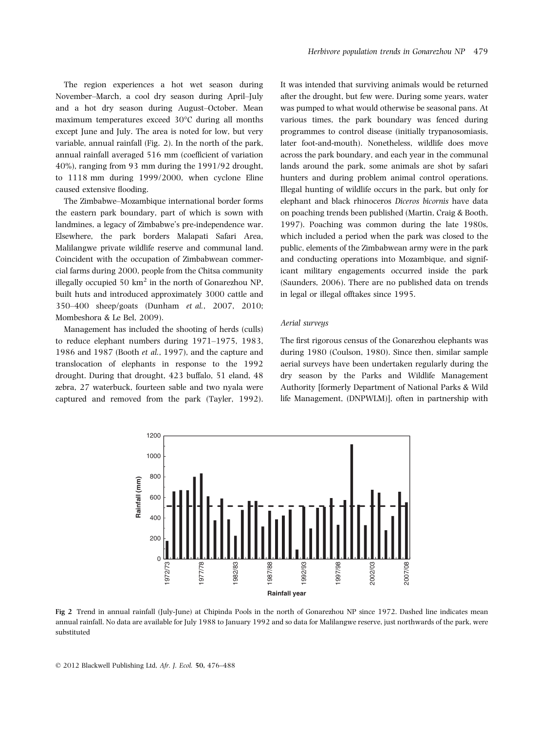The region experiences a hot wet season during November–March, a cool dry season during April–July and a hot dry season during August–October. Mean maximum temperatures exceed 30°C during all months except June and July. The area is noted for low, but very variable, annual rainfall (Fig. 2). In the north of the park, annual rainfall averaged 516 mm (coefficient of variation 40%), ranging from 93 mm during the 1991/92 drought, to 1118 mm during 1999/2000, when cyclone Eline caused extensive flooding.

The Zimbabwe–Mozambique international border forms the eastern park boundary, part of which is sown with landmines, a legacy of Zimbabwe's pre-independence war. Elsewhere, the park borders Malapati Safari Area, Malilangwe private wildlife reserve and communal land. Coincident with the occupation of Zimbabwean commercial farms during 2000, people from the Chitsa community illegally occupied 50 km$^2$ in the north of Gonarezhou NP, built huts and introduced approximately 3000 cattle and 350–400 sheep/goats (Dunham *et al.*, 2007, 2010; Mombeshora & Le Bel, 2009).

Management has included the shooting of herds (culls) to reduce elephant numbers during 1971–1975, 1983, 1986 and 1987 (Booth *et al.*, 1997), and the capture and translocation of elephants in response to the 1992 drought. During that drought, 423 buffalo, 51 eland, 48 zebra, 27 waterbuck, fourteen sable and two nyala were captured and removed from the park (Tayler, 1992). It was intended that surviving animals would be returned after the drought, but few were. During some years, water was pumped to what would otherwise be seasonal pans. At various times, the park boundary was fenced during programmes to control disease (initially trypanosomiasis, later foot-and-mouth). Nonetheless, wildlife does move across the park boundary, and each year in the communal lands around the park, some animals are shot by safari hunters and during problem animal control operations. Illegal hunting of wildlife occurs in the park, but only for elephant and black rhinoceros *Diceros bicornis* have data on poaching trends been published (Martin, Craig & Booth, 1997). Poaching was common during the late 1980s, which included a period when the park was closed to the public, elements of the Zimbabwean army were in the park and conducting operations into Mozambique, and significant military engagements occurred inside the park (Saunders, 2006). There are no published data on trends in legal or illegal offtakes since 1995.

### Aerial surveys

The first rigorous census of the Gonarezhou elephants was during 1980 (Coulson, 1980). Since then, similar sample aerial surveys have been undertaken regularly during the dry season by the Parks and Wildlife Management Authority [formerly Department of National Parks & Wild life Management, (DNPWLM)], often in partnership with

**Fig 2** Trend in annual rainfall (July-June) at Chipinda Pools in the north of Gonarezhou NP since 1972. Dashed line indicates mean annual rainfall. No data are available for July 1988 to January 1992 and so data for Malilangwe reserve, just northwards of the park, were substituted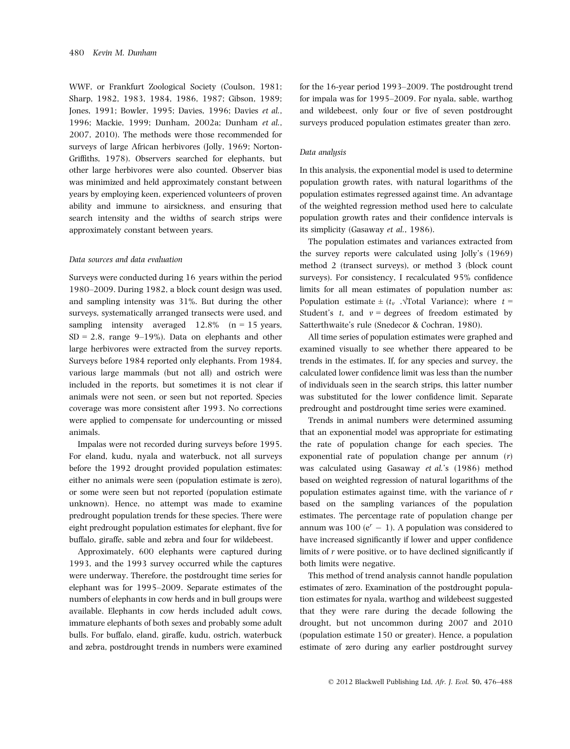WWF, or Frankfurt Zoological Society (Coulson, 1981; Sharp, 1982, 1983, 1984, 1986, 1987; Gibson, 1989; Jones, 1991; Bowler, 1995; Davies, 1996; Davies *et al.*, 1996; Mackie, 1999; Dunham, 2002a; Dunham *et al.*, 2007, 2010). The methods were those recommended for surveys of large African herbivores (Jolly, 1969; Norton-Griffiths, 1978). Observers searched for elephants, but other large herbivores were also counted. Observer bias was minimized and held approximately constant between years by employing keen, experienced volunteers of proven ability and immune to airsickness, and ensuring that search intensity and the widths of search strips were approximately constant between years.

### *Data sources and data evaluation*

Surveys were conducted during 16 years within the period 1980–2009. During 1982, a block count design was used, and sampling intensity was 31%. But during the other surveys, systematically arranged transects were used, and sampling intensity averaged 12.8% (n = 15 years, SD = 2.8, range 9–19%). Data on elephants and other large herbivores were extracted from the survey reports. Surveys before 1984 reported only elephants. From 1984, various large mammals (but not all) and ostrich were included in the reports, but sometimes it is not clear if animals were not seen, or seen but not reported. Species coverage was more consistent after 1993. No corrections were applied to compensate for undercounting or missed animals.

Impalas were not recorded during surveys before 1995. For eland, kudu, nyala and waterbuck, not all surveys before the 1992 drought provided population estimates: either no animals were seen (population estimate is zero), or some were seen but not reported (population estimate unknown). Hence, no attempt was made to examine predrought population trends for these species. There were eight predrought population estimates for elephant, five for buffalo, giraffe, sable and zebra and four for wildebeest.

Approximately, 600 elephants were captured during 1993, and the 1993 survey occurred while the captures were underway. Therefore, the postdrought time series for elephant was for 1995–2009. Separate estimates of the numbers of elephants in cow herds and in bull groups were available. Elephants in cow herds included adult cows, immature elephants of both sexes and probably some adult bulls. For buffalo, eland, giraffe, kudu, ostrich, waterbuck and zebra, postdrought trends in numbers were examined for the 16-year period 1993–2009. The postdrought trend for impala was for 1995–2009. For nyala, sable, warthog and wildebeest, only four or five of seven postdrought surveys produced population estimates greater than zero.

### *Data analysis*

In this analysis, the exponential model is used to determine population growth rates, with natural logarithms of the population estimates regressed against time. An advantage of the weighted regression method used here to calculate population growth rates and their confidence intervals is its simplicity (Gasaway *et al.*, 1986).

The population estimates and variances extracted from the survey reports were calculated using Jolly's (1969) method 2 (transect surveys), or method 3 (block count surveys). For consistency, I recalculated 95% confidence limits for all mean estimates of population number as: Population estimate $\pm$ ($t_v$ .$\sqrt{}$Total Variance); where $t$ = Student's $t$, and $v$ = degrees of freedom estimated by Satterthwaite's rule (Snedecor & Cochran, 1980).

All time series of population estimates were graphed and examined visually to see whether there appeared to be trends in the estimates. If, for any species and survey, the calculated lower confidence limit was less than the number of individuals seen in the search strips, this latter number was substituted for the lower confidence limit. Separate predrought and postdrought time series were examined.

Trends in animal numbers were determined assuming that an exponential model was appropriate for estimating the rate of population change for each species. The exponential rate of population change per annum ($r$) was calculated using Gasaway *et al.*'s (1986) method based on weighted regression of natural logarithms of the population estimates against time, with the variance of $r$ based on the sampling variances of the population estimates. The percentage rate of population change per annum was $100\ (e^r - 1)$. A population was considered to have increased significantly if lower and upper confidence limits of $r$ were positive, or to have declined significantly if both limits were negative.

This method of trend analysis cannot handle population estimates of zero. Examination of the postdrought population estimates for nyala, warthog and wildebeest suggested that they were rare during the decade following the drought, but not uncommon during 2007 and 2010 (population estimate 150 or greater). Hence, a population estimate of zero during any earlier postdrought survey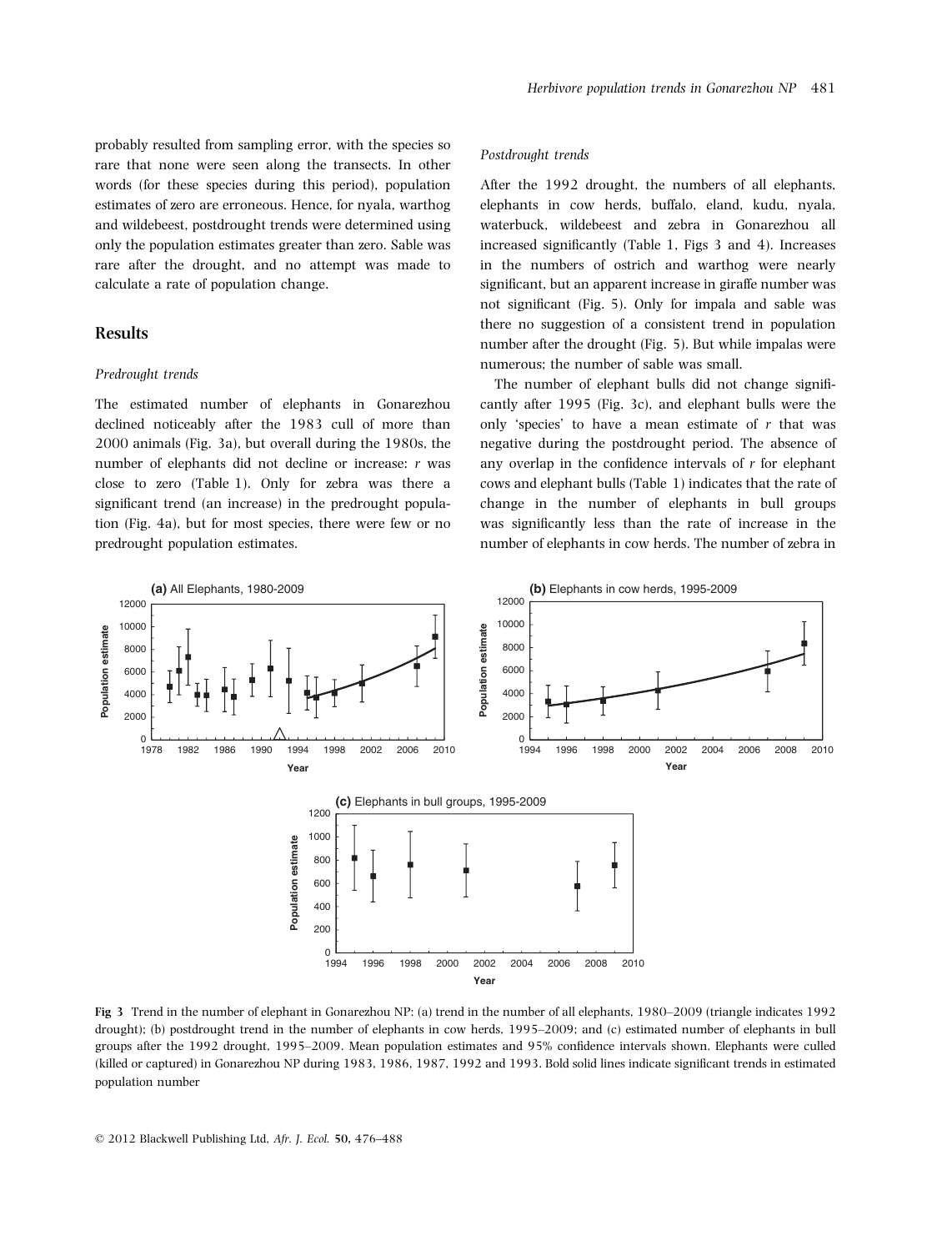probably resulted from sampling error, with the species so rare that none were seen along the transects. In other words (for these species during this period), population estimates of zero are erroneous. Hence, for nyala, warthog and wildebeest, postdrought trends were determined using only the population estimates greater than zero. Sable was rare after the drought, and no attempt was made to calculate a rate of population change.

## Results

### Predrought trends

The estimated number of elephants in Gonarezhou declined noticeably after the 1983 cull of more than 2000 animals (Fig. 3a), but overall during the 1980s, the number of elephants did not decline or increase: $r$ was close to zero (Table 1). Only for zebra was there a significant trend (an increase) in the predrought population (Fig. 4a), but for most species, there were few or no predrought population estimates.

### Postdrought trends

After the 1992 drought, the numbers of all elephants, elephants in cow herds, buffalo, eland, kudu, nyala, waterbuck, wildebeest and zebra in Gonarezhou all increased significantly (Table 1, Figs 3 and 4). Increases in the numbers of ostrich and warthog were nearly significant, but an apparent increase in giraffe number was not significant (Fig. 5). Only for impala and sable was there no suggestion of a consistent trend in population number after the drought (Fig. 5). But while impalas were numerous; the number of sable was small.

The number of elephant bulls did not change significantly after 1995 (Fig. 3c), and elephant bulls were the only 'species' to have a mean estimate of $r$ that was negative during the postdrought period. The absence of any overlap in the confidence intervals of $r$ for elephant cows and elephant bulls (Table 1) indicates that the rate of change in the number of elephants in bull groups was significantly less than the rate of increase in the number of elephants in cow herds. The number of zebra in

**Fig 3** Trend in the number of elephant in Gonarezhou NP: (a) trend in the number of all elephants, 1980–2009 (triangle indicates 1992 drought); (b) postdrought trend in the number of elephants in cow herds, 1995–2009; and (c) estimated number of elephants in bull groups after the 1992 drought, 1995–2009. Mean population estimates and 95% confidence intervals shown. Elephants were culled (killed or captured) in Gonarezhou NP during 1983, 1986, 1987, 1992 and 1993. Bold solid lines indicate significant trends in estimated population number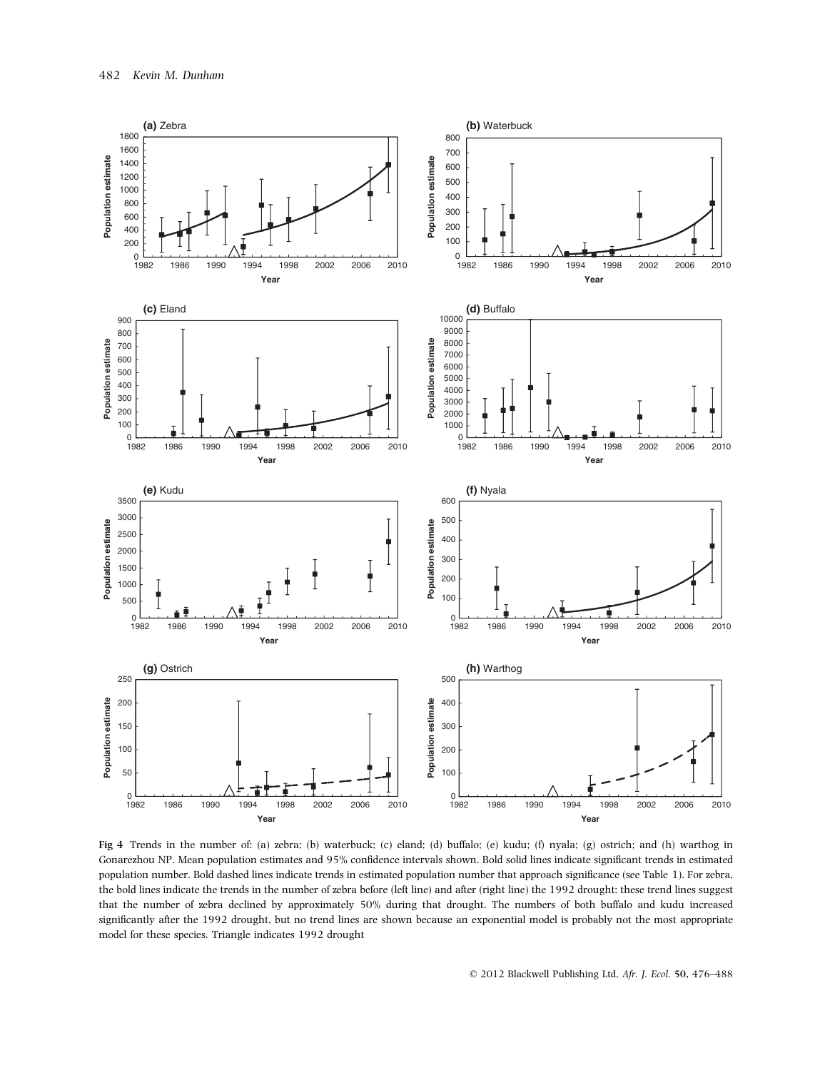Fig 4 Trends in the number of: (a) zebra; (b) waterbuck; (c) eland; (d) buffalo; (e) kudu; (f) nyala; (g) ostrich; and (h) warthog in Gonarezhou NP. Mean population estimates and 95% confidence intervals shown. Bold solid lines indicate significant trends in estimated population number. Bold dashed lines indicate trends in estimated population number that approach significance (see Table 1). For zebra, the bold lines indicate the trends in the number of zebra before (left line) and after (right line) the 1992 drought: these trend lines suggest that the number of zebra declined by approximately 50% during that drought. The numbers of both buffalo and kudu increased significantly after the 1992 drought, but no trend lines are shown because an exponential model is probably not the most appropriate model for these species. Triangle indicates 1992 drought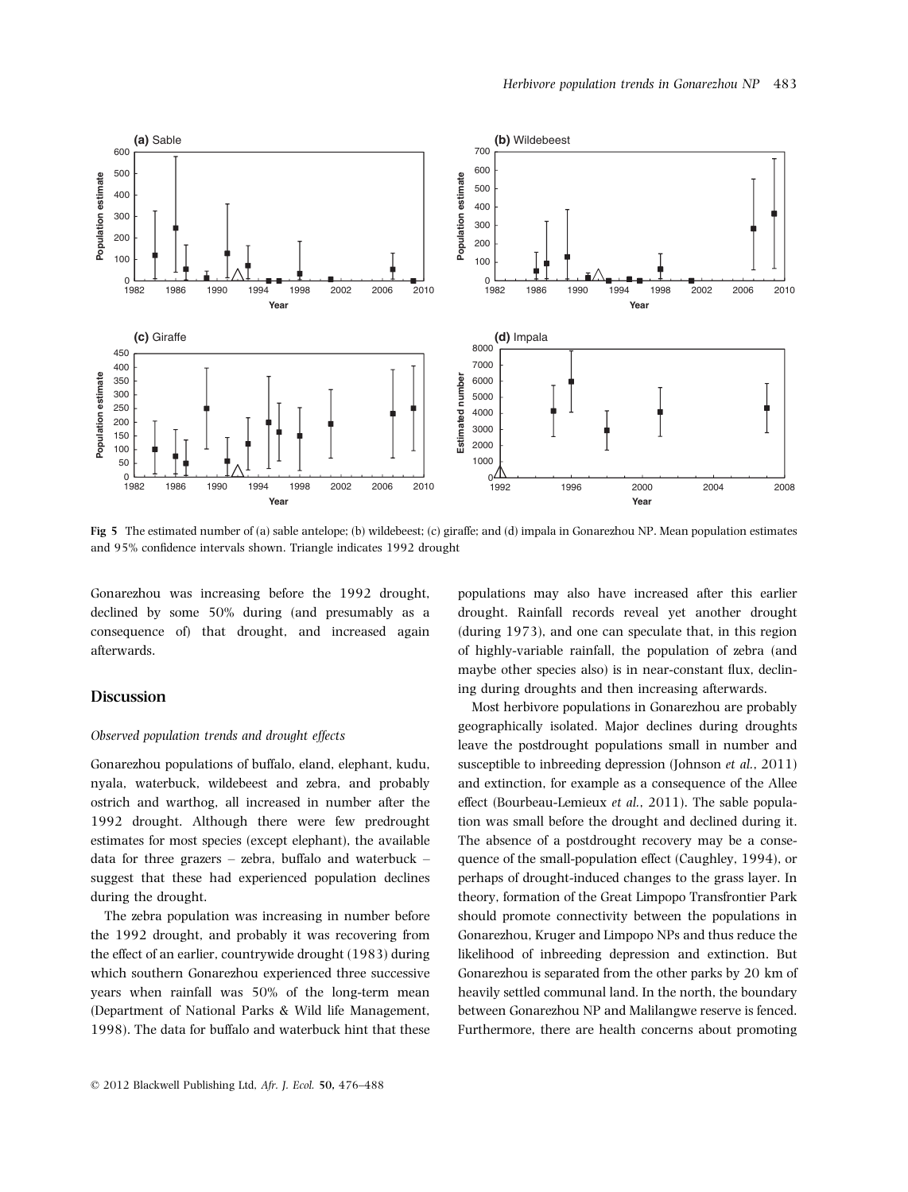Fig 5 The estimated number of (a) sable antelope; (b) wildebeest; (c) giraffe; and (d) impala in Gonarezhou NP. Mean population estimates and 95% confidence intervals shown. Triangle indicates 1992 drought

Gonarezhou was increasing before the 1992 drought, declined by some 50% during (and presumably as a consequence of) that drought, and increased again afterwards.

## Discussion

### *Observed population trends and drought effects*

Gonarezhou populations of buffalo, eland, elephant, kudu, nyala, waterbuck, wildebeest and zebra, and probably ostrich and warthog, all increased in number after the 1992 drought. Although there were few predrought estimates for most species (except elephant), the available data for three grazers – zebra, buffalo and waterbuck – suggest that these had experienced population declines during the drought.

The zebra population was increasing in number before the 1992 drought, and probably it was recovering from the effect of an earlier, countrywide drought (1983) during which southern Gonarezhou experienced three successive years when rainfall was 50% of the long-term mean (Department of National Parks & Wild life Management, 1998). The data for buffalo and waterbuck hint that these populations may also have increased after this earlier drought. Rainfall records reveal yet another drought (during 1973), and one can speculate that, in this region of highly-variable rainfall, the population of zebra (and maybe other species also) is in near-constant flux, declining during droughts and then increasing afterwards.

Most herbivore populations in Gonarezhou are probably geographically isolated. Major declines during droughts leave the postdrought populations small in number and susceptible to inbreeding depression (Johnson *et al.*, 2011) and extinction, for example as a consequence of the Allee effect (Bourbeau-Lemieux *et al.*, 2011). The sable population was small before the drought and declined during it. The absence of a postdrought recovery may be a consequence of the small-population effect (Caughley, 1994), or perhaps of drought-induced changes to the grass layer. In theory, formation of the Great Limpopo Transfrontier Park should promote connectivity between the populations in Gonarezhou, Kruger and Limpopo NPs and thus reduce the likelihood of inbreeding depression and extinction. But Gonarezhou is separated from the other parks by 20 km of heavily settled communal land. In the north, the boundary between Gonarezhou NP and Malilangwe reserve is fenced. Furthermore, there are health concerns about promoting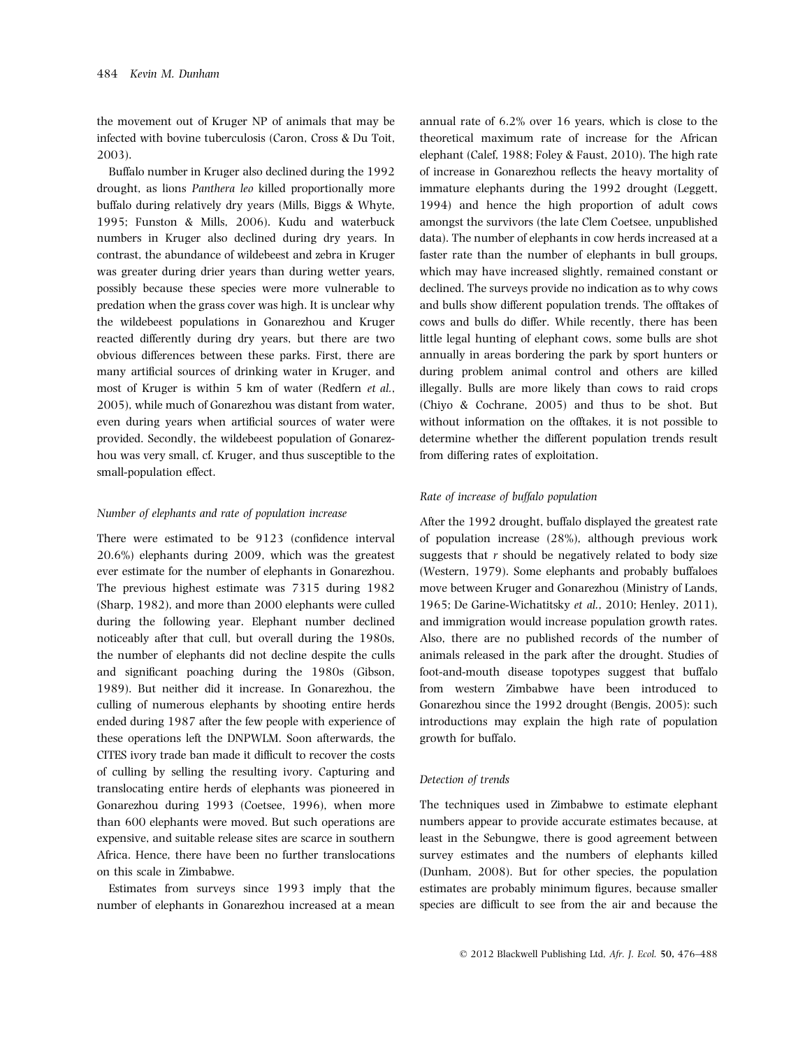the movement out of Kruger NP of animals that may be infected with bovine tuberculosis (Caron, Cross & Du Toit, 2003).

Buffalo number in Kruger also declined during the 1992 drought, as lions *Panthera leo* killed proportionally more buffalo during relatively dry years (Mills, Biggs & Whyte, 1995; Funston & Mills, 2006). Kudu and waterbuck numbers in Kruger also declined during dry years. In contrast, the abundance of wildebeest and zebra in Kruger was greater during drier years than during wetter years, possibly because these species were more vulnerable to predation when the grass cover was high. It is unclear why the wildebeest populations in Gonarezhou and Kruger reacted differently during dry years, but there are two obvious differences between these parks. First, there are many artificial sources of drinking water in Kruger, and most of Kruger is within 5 km of water (Redfern *et al.*, 2005), while much of Gonarezhou was distant from water, even during years when artificial sources of water were provided. Secondly, the wildebeest population of Gonarezhou was very small, cf. Kruger, and thus susceptible to the small-population effect.

### *Number of elephants and rate of population increase*

There were estimated to be 9123 (confidence interval 20.6%) elephants during 2009, which was the greatest ever estimate for the number of elephants in Gonarezhou. The previous highest estimate was 7315 during 1982 (Sharp, 1982), and more than 2000 elephants were culled during the following year. Elephant number declined noticeably after that cull, but overall during the 1980s, the number of elephants did not decline despite the culls and significant poaching during the 1980s (Gibson, 1989). But neither did it increase. In Gonarezhou, the culling of numerous elephants by shooting entire herds ended during 1987 after the few people with experience of these operations left the DNPWLM. Soon afterwards, the CITES ivory trade ban made it difficult to recover the costs of culling by selling the resulting ivory. Capturing and translocating entire herds of elephants was pioneered in Gonarezhou during 1993 (Coetsee, 1996), when more than 600 elephants were moved. But such operations are expensive, and suitable release sites are scarce in southern Africa. Hence, there have been no further translocations on this scale in Zimbabwe.

Estimates from surveys since 1993 imply that the number of elephants in Gonarezhou increased at a mean annual rate of 6.2% over 16 years, which is close to the theoretical maximum rate of increase for the African elephant (Calef, 1988; Foley & Faust, 2010). The high rate of increase in Gonarezhou reflects the heavy mortality of immature elephants during the 1992 drought (Leggett, 1994) and hence the high proportion of adult cows amongst the survivors (the late Clem Coetsee, unpublished data). The number of elephants in cow herds increased at a faster rate than the number of elephants in bull groups, which may have increased slightly, remained constant or declined. The surveys provide no indication as to why cows and bulls show different population trends. The offtakes of cows and bulls do differ. While recently, there has been little legal hunting of elephant cows, some bulls are shot annually in areas bordering the park by sport hunters or during problem animal control and others are killed illegally. Bulls are more likely than cows to raid crops (Chiyo & Cochrane, 2005) and thus to be shot. But without information on the offtakes, it is not possible to determine whether the different population trends result from differing rates of exploitation.

### *Rate of increase of buffalo population*

After the 1992 drought, buffalo displayed the greatest rate of population increase (28%), although previous work suggests that $r$ should be negatively related to body size (Western, 1979). Some elephants and probably buffaloes move between Kruger and Gonarezhou (Ministry of Lands, 1965; De Garine-Wichatitsky *et al.*, 2010; Henley, 2011), and immigration would increase population growth rates. Also, there are no published records of the number of animals released in the park after the drought. Studies of foot-and-mouth disease topotypes suggest that buffalo from western Zimbabwe have been introduced to Gonarezhou since the 1992 drought (Bengis, 2005): such introductions may explain the high rate of population growth for buffalo.

### *Detection of trends*

The techniques used in Zimbabwe to estimate elephant numbers appear to provide accurate estimates because, at least in the Sebungwe, there is good agreement between survey estimates and the numbers of elephants killed (Dunham, 2008). But for other species, the population estimates are probably minimum figures, because smaller species are difficult to see from the air and because the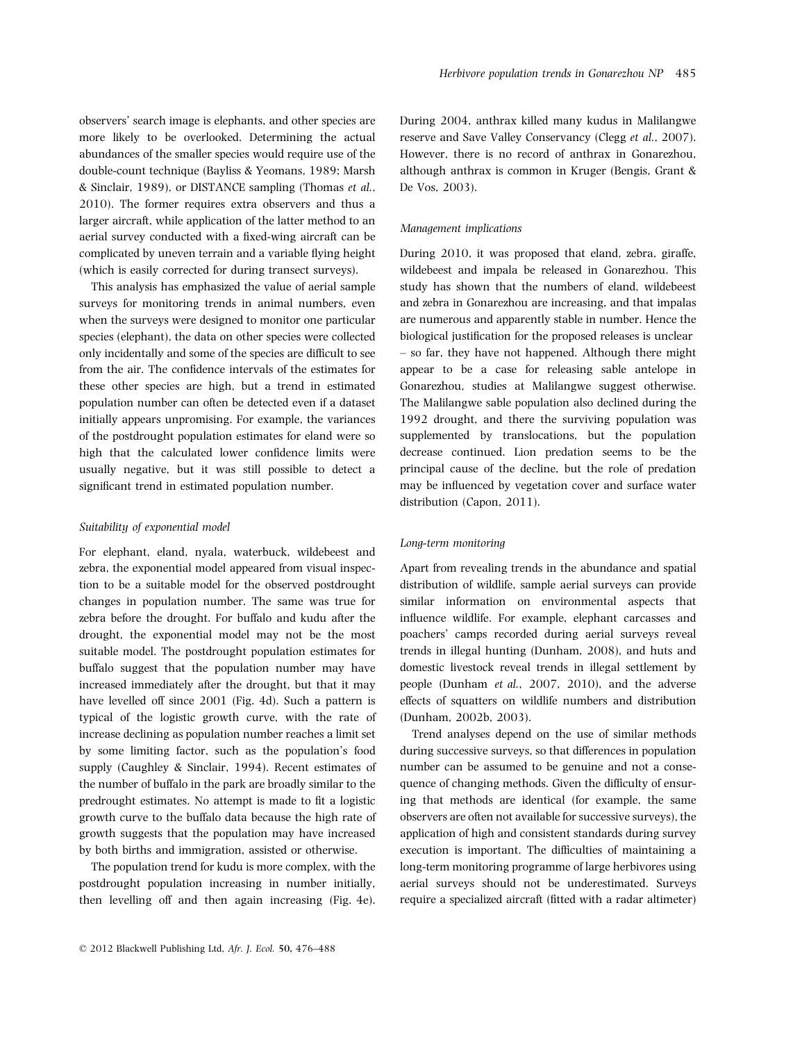observers' search image is elephants, and other species are more likely to be overlooked. Determining the actual abundances of the smaller species would require use of the double-count technique (Bayliss & Yeomans, 1989; Marsh & Sinclair, 1989), or DISTANCE sampling (Thomas *et al.*, 2010). The former requires extra observers and thus a larger aircraft, while application of the latter method to an aerial survey conducted with a fixed-wing aircraft can be complicated by uneven terrain and a variable flying height (which is easily corrected for during transect surveys).

This analysis has emphasized the value of aerial sample surveys for monitoring trends in animal numbers, even when the surveys were designed to monitor one particular species (elephant), the data on other species were collected only incidentally and some of the species are difficult to see from the air. The confidence intervals of the estimates for these other species are high, but a trend in estimated population number can often be detected even if a dataset initially appears unpromising. For example, the variances of the postdrought population estimates for eland were so high that the calculated lower confidence limits were usually negative, but it was still possible to detect a significant trend in estimated population number.

### *Suitability of exponential model*

For elephant, eland, nyala, waterbuck, wildebeest and zebra, the exponential model appeared from visual inspection to be a suitable model for the observed postdrought changes in population number. The same was true for zebra before the drought. For buffalo and kudu after the drought, the exponential model may not be the most suitable model. The postdrought population estimates for buffalo suggest that the population number may have increased immediately after the drought, but that it may have levelled off since 2001 (Fig. 4d). Such a pattern is typical of the logistic growth curve, with the rate of increase declining as population number reaches a limit set by some limiting factor, such as the population's food supply (Caughley & Sinclair, 1994). Recent estimates of the number of buffalo in the park are broadly similar to the predrought estimates. No attempt is made to fit a logistic growth curve to the buffalo data because the high rate of growth suggests that the population may have increased by both births and immigration, assisted or otherwise.

The population trend for kudu is more complex, with the postdrought population increasing in number initially, then levelling off and then again increasing (Fig. 4e). During 2004, anthrax killed many kudus in Malilangwe reserve and Save Valley Conservancy (Clegg *et al.*, 2007). However, there is no record of anthrax in Gonarezhou, although anthrax is common in Kruger (Bengis, Grant & De Vos, 2003).

### *Management implications*

During 2010, it was proposed that eland, zebra, giraffe, wildebeest and impala be released in Gonarezhou. This study has shown that the numbers of eland, wildebeest and zebra in Gonarezhou are increasing, and that impalas are numerous and apparently stable in number. Hence the biological justification for the proposed releases is unclear – so far, they have not happened. Although there might appear to be a case for releasing sable antelope in Gonarezhou, studies at Malilangwe suggest otherwise. The Malilangwe sable population also declined during the 1992 drought, and there the surviving population was supplemented by translocations, but the population decrease continued. Lion predation seems to be the principal cause of the decline, but the role of predation may be influenced by vegetation cover and surface water distribution (Capon, 2011).

### *Long-term monitoring*

Apart from revealing trends in the abundance and spatial distribution of wildlife, sample aerial surveys can provide similar information on environmental aspects that influence wildlife. For example, elephant carcasses and poachers' camps recorded during aerial surveys reveal trends in illegal hunting (Dunham, 2008), and huts and domestic livestock reveal trends in illegal settlement by people (Dunham *et al.*, 2007, 2010), and the adverse effects of squatters on wildlife numbers and distribution (Dunham, 2002b, 2003).

Trend analyses depend on the use of similar methods during successive surveys, so that differences in population number can be assumed to be genuine and not a consequence of changing methods. Given the difficulty of ensuring that methods are identical (for example, the same observers are often not available for successive surveys), the application of high and consistent standards during survey execution is important. The difficulties of maintaining a long-term monitoring programme of large herbivores using aerial surveys should not be underestimated. Surveys require a specialized aircraft (fitted with a radar altimeter)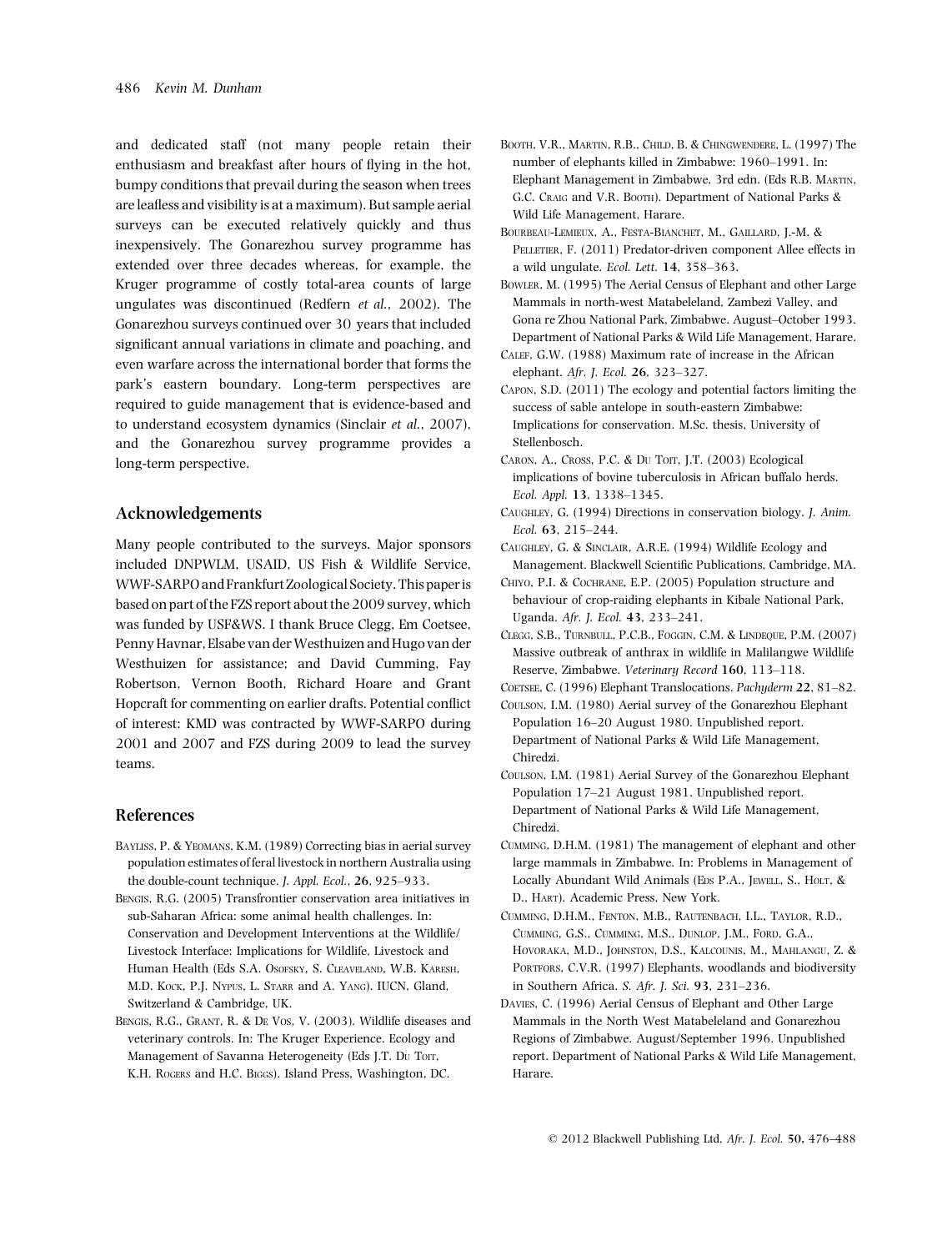and dedicated staff (not many people retain their enthusiasm and breakfast after hours of flying in the hot, bumpy conditions that prevail during the season when trees are leafless and visibility is at a maximum). But sample aerial surveys can be executed relatively quickly and thus inexpensively. The Gonarezhou survey programme has extended over three decades whereas, for example, the Kruger programme of costly total-area counts of large ungulates was discontinued (Redfern *et al.*, 2002). The Gonarezhou surveys continued over 30 years that included significant annual variations in climate and poaching, and even warfare across the international border that forms the park's eastern boundary. Long-term perspectives are required to guide management that is evidence-based and to understand ecosystem dynamics (Sinclair *et al.*, 2007), and the Gonarezhou survey programme provides a long-term perspective.

## Acknowledgements

Many people contributed to the surveys. Major sponsors included DNPWLM, USAID, US Fish & Wildlife Service, WWF-SARPO and Frankfurt Zoological Society. This paper is based on part of the FZS report about the 2009 survey, which was funded by USF&WS. I thank Bruce Clegg, Em Coetsee, Penny Havnar, Elsabe van der Westhuizen and Hugo van der Westhuizen for assistance; and David Cumming, Fay Robertson, Vernon Booth, Richard Hoare and Grant Hopcraft for commenting on earlier drafts. Potential conflict of interest: KMD was contracted by WWF-SARPO during 2001 and 2007 and FZS during 2009 to lead the survey teams.

## References

Bayliss, P. & Yeomans, K.M. (1989) Correcting bias in aerial survey population estimates of feral livestock in northern Australia using the double-count technique. *J. Appl. Ecol.*, **26**, 925–933.

Bengis, R.G. (2005) Transfrontier conservation area initiatives in sub-Saharan Africa: some animal health challenges. In: Conservation and Development Interventions at the Wildlife/Livestock Interface: Implications for Wildlife, Livestock and Human Health (Eds S.A. Osofsky, S. Cleaveland, W.B. Karesh, M.D. Kock, P.J. Nyphus, L. Starr and A. Yang). IUCN, Gland, Switzerland & Cambridge, UK.

Bengis, R.G., Grant, R. & De Vos, V. (2003). Wildlife diseases and veterinary controls. In: The Kruger Experience. Ecology and Management of Savanna Heterogeneity (Eds J.T. Du Toit, K.H. Rogers and H.C. Biggs). Island Press, Washington, DC.

Booth, V.R., Martin, R.B., Child, B. & Chingwendere, L. (1997) The number of elephants killed in Zimbabwe: 1960–1991. In: Elephant Management in Zimbabwe, 3rd edn. (Eds R.B. Martin, G.C. Craig and V.R. Booth). Department of National Parks & Wild Life Management, Harare.

Bourbeau-Lemieux, A., Festa-Bianchet, M., Gaillard, J.-M. & Pelletier, F. (2011) Predator-driven component Allee effects in a wild ungulate. *Ecol. Lett.* **14**, 358–363.

Bowler, M. (1995) The Aerial Census of Elephant and other Large Mammals in north-west Matabeleland, Zambezi Valley, and Gona re Zhou National Park, Zimbabwe. August–October 1993. Department of National Parks & Wild Life Management, Harare.

Calef, G.W. (1988) Maximum rate of increase in the African elephant. *Afr. J. Ecol.* **26**, 323–327.

Capon, S.D. (2011) The ecology and potential factors limiting the success of sable antelope in south-eastern Zimbabwe: Implications for conservation. M.Sc. thesis, University of Stellenbosch.

Caron, A., Cross, P.C. & Du Toit, J.T. (2003) Ecological implications of bovine tuberculosis in African buffalo herds. *Ecol. Appl.* **13**, 1338–1345.

Caughley, G. (1994) Directions in conservation biology. *J. Anim. Ecol.* **63**, 215–244.

Caughley, G. & Sinclair, A.R.E. (1994) Wildlife Ecology and Management. Blackwell Scientific Publications, Cambridge, MA.

Chiyo, P.I. & Cochrane, E.P. (2005) Population structure and behaviour of crop-raiding elephants in Kibale National Park, Uganda. *Afr. J. Ecol.* **43**, 233–241.

Clegg, S.B., Turnbull, P.C.B., Foggin, C.M. & Lindeque, P.M. (2007) Massive outbreak of anthrax in wildlife in Malilangwe Wildlife Reserve, Zimbabwe. *Veterinary Record* **160**, 113–118.

Coetsee, C. (1996) Elephant Translocations. *Pachyderm* **22**, 81–82.

Coulson, I.M. (1980) Aerial survey of the Gonarezhou Elephant Population 16–20 August 1980. Unpublished report. Department of National Parks & Wild Life Management, Chiredzi.

Coulson, I.M. (1981) Aerial Survey of the Gonarezhou Elephant Population 17–21 August 1981. Unpublished report. Department of National Parks & Wild Life Management, Chiredzi.

Cumming, D.H.M. (1981) The management of elephant and other large mammals in Zimbabwe. In: Problems in Management of Locally Abundant Wild Animals (Eds P.A., Jewell, S., Holt, & D., Hart). Academic Press, New York.

Cumming, D.H.M., Fenton, M.B., Rautenbach, I.L., Taylor, R.D., Cumming, G.S., Cumming, M.S., Dunlop, J.M., Ford, G.A., Hovoraka, M.D., Johnston, D.S., Kalcounis, M., Mahlangu, Z. & Portfors, C.V.R. (1997) Elephants, woodlands and biodiversity in Southern Africa. *S. Afr. J. Sci.* **93**, 231–236.

Davies, C. (1996) Aerial Census of Elephant and Other Large Mammals in the North West Matabeleland and Gonarezhou Regions of Zimbabwe. August/September 1996. Unpublished report. Department of National Parks & Wild Life Management, Harare.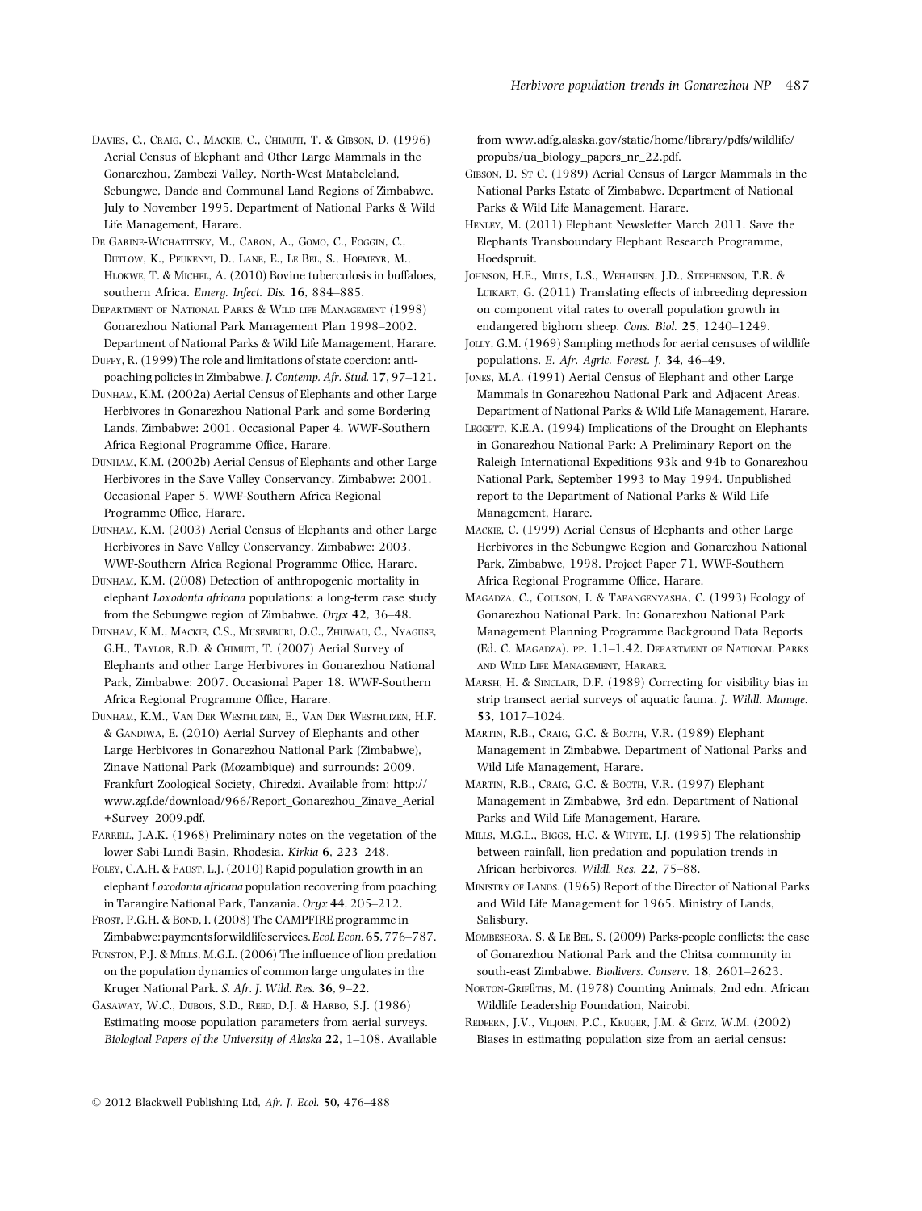Davies, C., Craig, C., Mackie, C., Chimuti, T. & Gibson, D. (1996) Aerial Census of Elephant and Other Large Mammals in the Gonarezhou, Zambezi Valley, North-West Matabeleland, Sebungwe, Dande and Communal Land Regions of Zimbabwe. July to November 1995. Department of National Parks & Wild Life Management, Harare.

De Garine-Wichatitsky, M., Caron, A., Gomo, C., Foggin, C., Dutlow, K., Pfukenyi, D., Lane, E., Le Bel, S., Hofmeyr, M., Hlokwe, T. & Michel, A. (2010) Bovine tuberculosis in buffaloes, southern Africa. *Emerg. Infect. Dis.* **16**, 884–885.

Department of National Parks & Wild life Management (1998) Gonarezhou National Park Management Plan 1998–2002. Department of National Parks & Wild Life Management, Harare.

Duffy, R. (1999) The role and limitations of state coercion: anti-poaching policies in Zimbabwe. *J. Contemp. Afr. Stud.* **17**, 97–121.

Dunham, K.M. (2002a) Aerial Census of Elephants and other Large Herbivores in Gonarezhou National Park and some Bordering Lands, Zimbabwe: 2001. Occasional Paper 4. WWF-Southern Africa Regional Programme Office, Harare.

Dunham, K.M. (2002b) Aerial Census of Elephants and other Large Herbivores in the Save Valley Conservancy, Zimbabwe: 2001. Occasional Paper 5. WWF-Southern Africa Regional Programme Office, Harare.

Dunham, K.M. (2003) Aerial Census of Elephants and other Large Herbivores in Save Valley Conservancy, Zimbabwe: 2003. WWF-Southern Africa Regional Programme Office, Harare.

Dunham, K.M. (2008) Detection of anthropogenic mortality in elephant *Loxodonta africana* populations: a long-term case study from the Sebungwe region of Zimbabwe. *Oryx* **42**, 36–48.

Dunham, K.M., Mackie, C.S., Musemburi, O.C., Zhuwau, C., Nyaguse, G.H., Taylor, R.D. & Chimuti, T. (2007) Aerial Survey of Elephants and other Large Herbivores in Gonarezhou National Park, Zimbabwe: 2007. Occasional Paper 18. WWF-Southern Africa Regional Programme Office, Harare.

Dunham, K.M., Van Der Westhuizen, E., Van Der Westhuizen, H.F. & Gandiwa, E. (2010) Aerial Survey of Elephants and other Large Herbivores in Gonarezhou National Park (Zimbabwe), Zinave National Park (Mozambique) and surrounds: 2009. Frankfurt Zoological Society, Chiredzi. Available from: http://www.zgf.de/download/966/Report_Gonarezhou_Zinave_Aerial+Survey_2009.pdf.

Farrell, J.A.K. (1968) Preliminary notes on the vegetation of the lower Sabi-Lundi Basin, Rhodesia. *Kirkia* **6**, 223–248.

Foley, C.A.H. & Faust, L.J. (2010) Rapid population growth in an elephant *Loxodonta africana* population recovering from poaching in Tarangire National Park, Tanzania. *Oryx* **44**, 205–212.

Frost, P.G.H. & Bond, I. (2008) The CAMPFIRE programme in Zimbabwe: payments for wildlife services. *Ecol. Econ.* **65**, 776–787.

Funston, P.J. & Mills, M.G.L. (2006) The influence of lion predation on the population dynamics of common large ungulates in the Kruger National Park. *S. Afr. J. Wild. Res.* **36**, 9–22.

Gasaway, W.C., Dubois, S.D., Reed, D.J. & Harbo, S.J. (1986) Estimating moose population parameters from aerial surveys. *Biological Papers of the University of Alaska* **22**, 1–108. Available from www.adfg.alaska.gov/static/home/library/pdfs/wildlife/propubs/ua_biology_papers_nr_22.pdf.

Gibson, D. St C. (1989) Aerial Census of Larger Mammals in the National Parks Estate of Zimbabwe. Department of National Parks & Wild Life Management, Harare.

Henley, M. (2011) Elephant Newsletter March 2011. Save the Elephants Transboundary Elephant Research Programme, Hoedspruit.

Johnson, H.E., Mills, L.S., Wehausen, J.D., Stephenson, T.R. & Luikart, G. (2011) Translating effects of inbreeding depression on component vital rates to overall population growth in endangered bighorn sheep. *Cons. Biol.* **25**, 1240–1249.

Jolly, G.M. (1969) Sampling methods for aerial censuses of wildlife populations. *E. Afr. Agric. Forest. J.* **34**, 46–49.

Jones, M.A. (1991) Aerial Census of Elephant and other Large Mammals in Gonarezhou National Park and Adjacent Areas. Department of National Parks & Wild Life Management, Harare.

Leggett, K.E.A. (1994) Implications of the Drought on Elephants in Gonarezhou National Park: A Preliminary Report on the Raleigh International Expeditions 93k and 94b to Gonarezhou National Park, September 1993 to May 1994. Unpublished report to the Department of National Parks & Wild Life Management, Harare.

Mackie, C. (1999) Aerial Census of Elephants and other Large Herbivores in the Sebungwe Region and Gonarezhou National Park, Zimbabwe, 1998. Project Paper 71, WWF-Southern Africa Regional Programme Office, Harare.

Magadza, C., Coulson, I. & Tafangenyasha, C. (1993) Ecology of Gonarezhou National Park. In: Gonarezhou National Park Management Planning Programme Background Data Reports (Ed. C. Magadza). pp. 1.1–1.42. Department of National Parks and Wild Life Management, Harare.

Marsh, H. & Sinclair, D.F. (1989) Correcting for visibility bias in strip transect aerial surveys of aquatic fauna. *J. Wildl. Manage.* **53**, 1017–1024.

Martin, R.B., Craig, G.C. & Booth, V.R. (1989) Elephant Management in Zimbabwe. Department of National Parks and Wild Life Management, Harare.

Martin, R.B., Craig, G.C. & Booth, V.R. (1997) Elephant Management in Zimbabwe, 3rd edn. Department of National Parks and Wild Life Management, Harare.

Mills, M.G.L., Biggs, H.C. & Whyte, I.J. (1995) The relationship between rainfall, lion predation and population trends in African herbivores. *Wildl. Res.* **22**, 75–88.

Ministry of Lands. (1965) Report of the Director of National Parks and Wild Life Management for 1965. Ministry of Lands, Salisbury.

Mombeshora, S. & Le Bel, S. (2009) Parks-people conflicts: the case of Gonarezhou National Park and the Chitsa community in south-east Zimbabwe. *Biodivers. Conserv.* **18**, 2601–2623.

Norton-Griffiths, M. (1978) Counting Animals, 2nd edn. African Wildlife Leadership Foundation, Nairobi.

Redfern, J.V., Viljoen, P.C., Kruger, J.M. & Getz, W.M. (2002) Biases in estimating population size from an aerial census: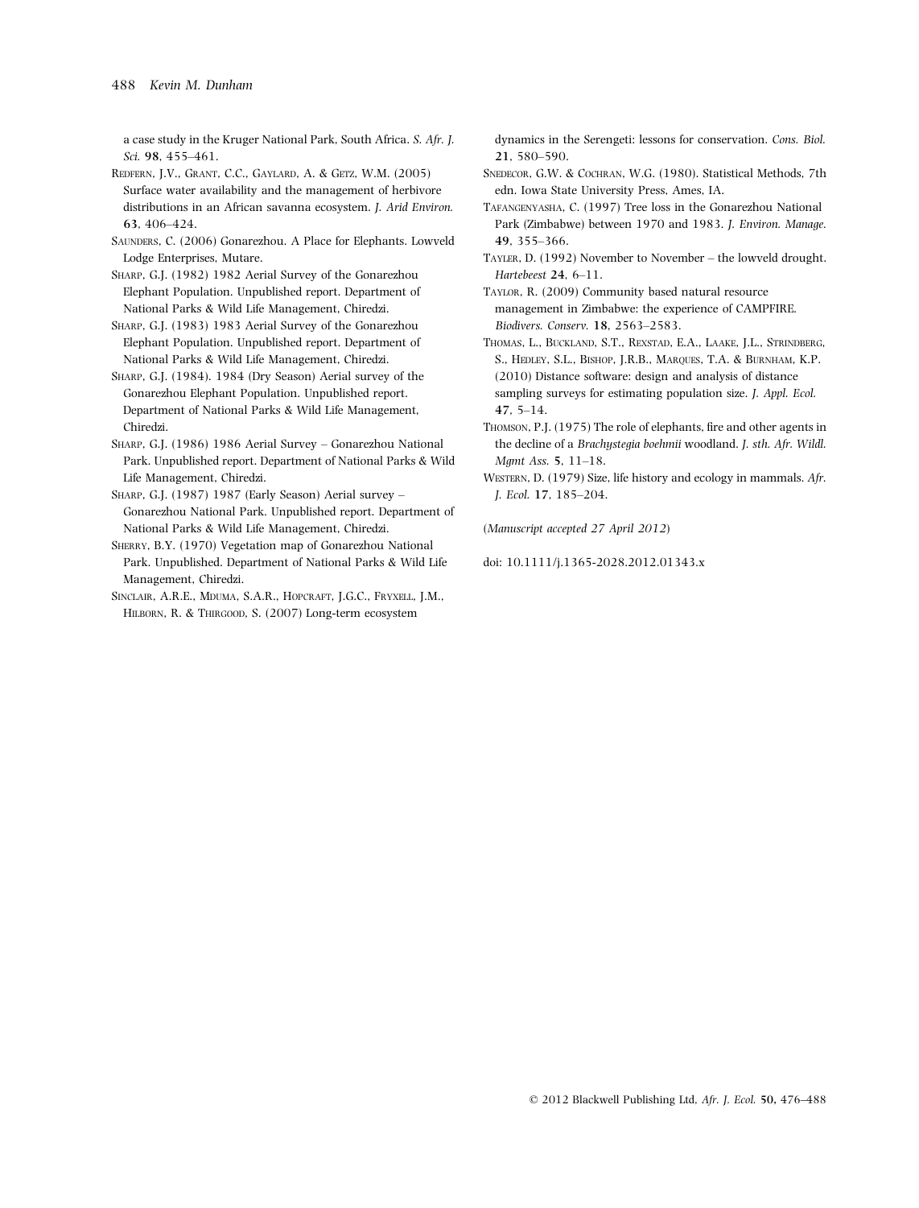a case study in the Kruger National Park, South Africa. *S. Afr. J. Sci.* **98**, 455–461.

Redfern, J.V., Grant, C.C., Gaylard, A. & Getz, W.M. (2005) Surface water availability and the management of herbivore distributions in an African savanna ecosystem. *J. Arid Environ.* **63**, 406–424.

Saunders, C. (2006) Gonarezhou. A Place for Elephants. Lowveld Lodge Enterprises, Mutare.

Sharp, G.J. (1982) 1982 Aerial Survey of the Gonarezhou Elephant Population. Unpublished report. Department of National Parks & Wild Life Management, Chiredzi.

Sharp, G.J. (1983) 1983 Aerial Survey of the Gonarezhou Elephant Population. Unpublished report. Department of National Parks & Wild Life Management, Chiredzi.

Sharp, G.J. (1984). 1984 (Dry Season) Aerial survey of the Gonarezhou Elephant Population. Unpublished report. Department of National Parks & Wild Life Management, Chiredzi.

Sharp, G.J. (1986) 1986 Aerial Survey – Gonarezhou National Park. Unpublished report. Department of National Parks & Wild Life Management, Chiredzi.

Sharp, G.J. (1987) 1987 (Early Season) Aerial survey – Gonarezhou National Park. Unpublished report. Department of National Parks & Wild Life Management, Chiredzi.

Sherry, B.Y. (1970) Vegetation map of Gonarezhou National Park. Unpublished. Department of National Parks & Wild Life Management, Chiredzi.

Sinclair, A.R.E., Mduma, S.A.R., Hopcraft, J.G.C., Fryxell, J.M., Hilborn, R. & Thirgood, S. (2007) Long-term ecosystem dynamics in the Serengeti: lessons for conservation. *Cons. Biol.* **21**, 580–590.

Snedecor, G.W. & Cochran, W.G. (1980). Statistical Methods, 7th edn. Iowa State University Press, Ames, IA.

Tafangenyasha, C. (1997) Tree loss in the Gonarezhou National Park (Zimbabwe) between 1970 and 1983. *J. Environ. Manage.* **49**, 355–366.

Tayler, D. (1992) November to November – the lowveld drought. *Hartebeest* **24**, 6–11.

Taylor, R. (2009) Community based natural resource management in Zimbabwe: the experience of CAMPFIRE. *Biodivers. Conserv.* **18**, 2563–2583.

Thomas, L., Buckland, S.T., Rexstad, E.A., Laake, J.L., Strindberg, S., Hedley, S.L., Bishop, J.R.B., Marques, T.A. & Burnham, K.P. (2010) Distance software: design and analysis of distance sampling surveys for estimating population size. *J. Appl. Ecol.* **47**, 5–14.

Thomson, P.J. (1975) The role of elephants, fire and other agents in the decline of a *Brachystegia boehmii* woodland. *J. sth. Afr. Wildl. Mgmt Ass.* **5**, 11–18.

Western, D. (1979) Size, life history and ecology in mammals. *Afr. J. Ecol.* **17**, 185–204.

(*Manuscript accepted 27 April 2012*)

doi: 10.1111/j.1365-2028.2012.01343.x